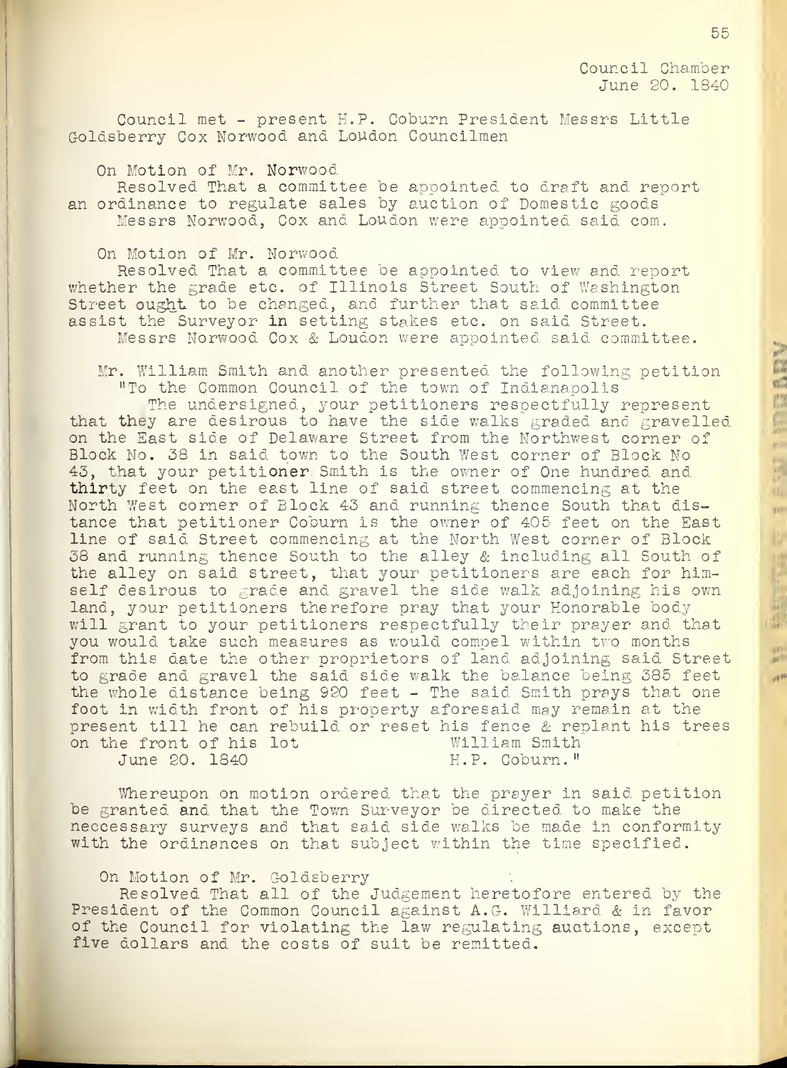Council Chamber
June 20. 1840

Council met - present H.P. Coburn President Messrs Little Goldsberry Cox Norwood and Loudon Councilmen

On Motion of Mr. Norwood
Resolved That a committee be appointed to draft and report an ordinance to regulate sales by auction of Domestic goods
Messrs Norwood, Cox and Loudon were appointed said com.

On Motion of Mr. Norwood
Resolved That a committee be appointed to view and report whether the grade etc. of Illinois Street South of Washington Street ought to be changed, and further that said committee assist the Surveyor in setting stakes etc. on said Street.
Messrs Norwood Cox & Loudon were appointed said committee.

Mr. William Smith and another presented the following petition
"To the Common Council of the town of Indianapolis
The undersigned, your petitioners respectfully represent that they are desirous to have the side walks graded and gravelled on the East side of Delaware Street from the Northwest corner of Block No. 38 in said town to the South West corner of Block No 43, that your petitioner Smith is the owner of One hundred and thirty feet on the east line of said street commencing at the North West corner of Block 43 and running thence South that distance that petitioner Coburn is the owner of 405 feet on the East line of said Street commencing at the North West corner of Block 38 and running thence South to the alley & including all South of the alley on said street, that your petitioners are each for himself desirous to grade and gravel the side walk adjoining his own land, your petitioners therefore pray that your Honorable body will grant to your petitioners respectfully their prayer and that you would take such measures as would compel within two months from this date the other proprietors of land adjoining said Street to grade and gravel the said side walk the balance being 385 feet the whole distance being 920 feet - The said Smith prays that one foot in width front of his property aforesaid may remain at the present till he can rebuild or reset his fence & replant his trees on the front of his lot
William Smith
June 20. 1840
H.P. Coburn."

Whereupon on motion ordered that the prayer in said petition be granted and that the Town Surveyor be directed to make the neccessary surveys and that said side walks be made in conformity with the ordinances on that subject within the time specified.

On Motion of Mr. Goldsberry
Resolved That all of the Judgement heretofore entered by the President of the Common Council against A.G. Williard & in favor of the Council for violating the law regulating auctions, except five dollars and the costs of suit be remitted.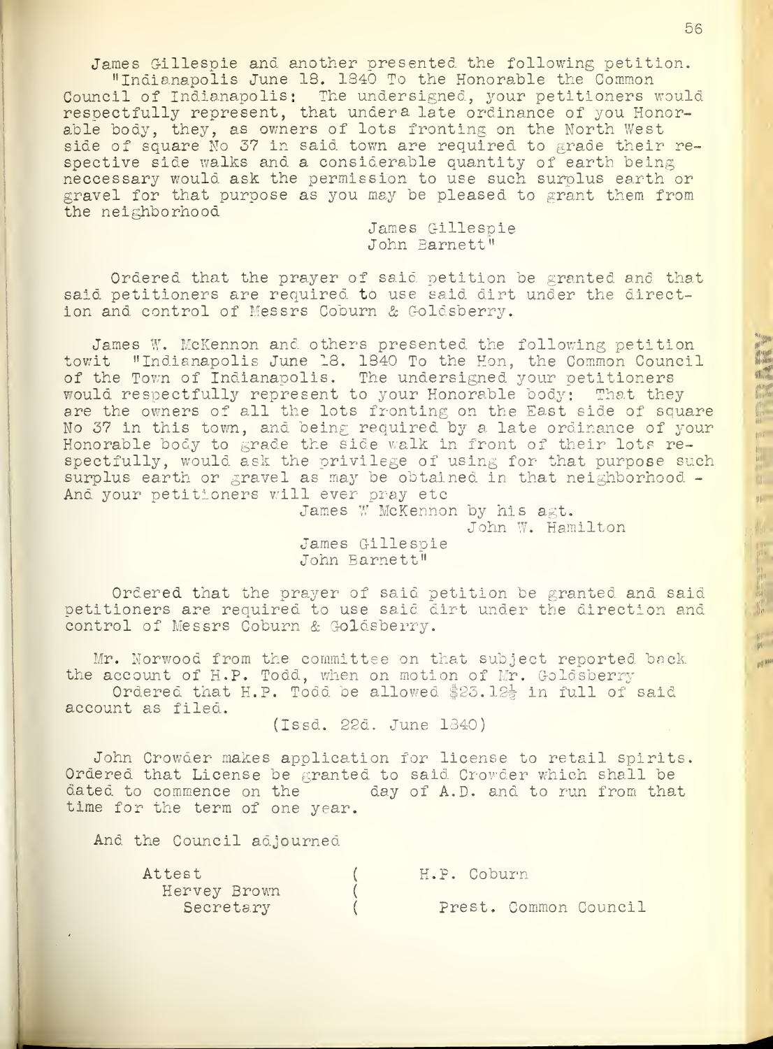James Gillespie and another presented the following petition. "Indianapolis June 18. 1840 To the Honorable the Common Council of Indianapolis: The undersigned, your petitioners would respectfully represent, that under a late ordinance of you Honorable body, they, as owners of lots fronting on the North West side of square No 37 in said town are required to grade their respective side walks and a considerable quantity of earth being neccessary would ask the permission to use such surplus earth or gravel for that purpose as you may be pleased to grant them from the neighborhood

James Gillespie
John Barnett"

Ordered that the prayer of said petition be granted and that said petitioners are required to use said dirt under the direction and control of Messrs Coburn & Goldsberry.

James W. McKennon and others presented the following petition towit "Indianapolis June 18. 1840 To the Hon, the Common Council of the Town of Indianapolis. The undersigned your petitioners would respectfully represent to your Honorable body: That they are the owners of all the lots fronting on the East side of square No 37 in this town, and being required by a late ordinance of your Honorable body to grade the side walk in front of their lots respectfully, would ask the privilege of using for that purpose such surplus earth or gravel as may be obtained in that neighborhood - And your petitioners will ever pray etc

James W McKennon by his agt.
John W. Hamilton
James Gillespie
John Barnett"

Ordered that the prayer of said petition be granted and said petitioners are required to use said dirt under the direction and control of Messrs Coburn & Goldsberry.

Mr. Norwood from the committee on that subject reported back the account of H.P. Todd, when on motion of Mr. Goldsberry

Ordered that H.P. Todd be allowed \$23.12½ in full of said account as filed.

(Issd. 22d. June 1840)

John Crowder makes application for license to retail spirits. Ordered that License be granted to said Crowder which shall be dated to commence on the      day of A.D. and to run from that time for the term of one year.

And the Council adjourned

Attest
Hervey Brown
Secretary

H.P. Coburn
Prest. Common Council